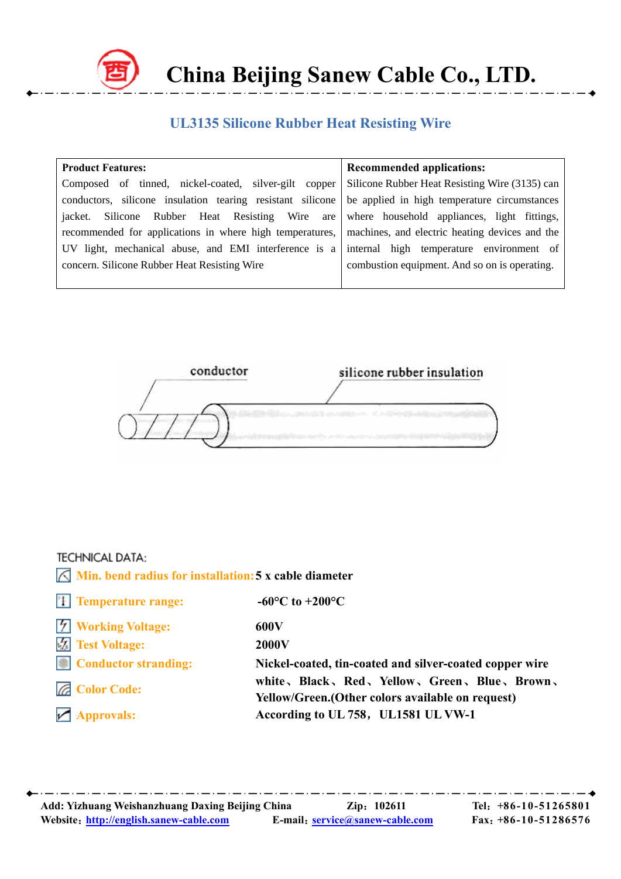# China Beijing Sanew Cable Co., LTD.

## UL3135 Silicone Rubber Heat Resisting Wire

| Product Features: | Recommended applications: |
|---|---|
| Composed of tinned, nickel-coated, silver-gilt copper conductors, silicone insulation tearing resistant silicone jacket. Silicone Rubber Heat Resisting Wire are recommended for applications in where high temperatures, UV light, mechanical abuse, and EMI interference is a concern. Silicone Rubber Heat Resisting Wire | Silicone Rubber Heat Resisting Wire (3135) can be applied in high temperature circumstances where household appliances, light fittings, machines, and electric heating devices and the internal high temperature environment of combustion equipment. And so on is operating. |

conductor

silicone rubber insulation

TECHNICAL DATA:

**Min. bend radius for installation:** 5 x cable diameter

**Temperature range:** -60°C to +200°C

**Working Voltage:** 600V

**Test Voltage:** 2000V

**Conductor stranding:** Nickel-coated, tin-coated and silver-coated copper wire

**Color Code:** white、Black、Red、Yellow、Green、Blue、Brown、Yellow/Green.(Other colors available on request)

**Approvals:** According to UL 758，UL1581 UL VW-1

Add: Yizhuang Weishanzhuang Daxing Beijing China　Zip：102611　Tel：+86-10-51265801

Website：http://english.sanew-cable.com　E-mail：service@sanew-cable.com　Fax：+86-10-51286576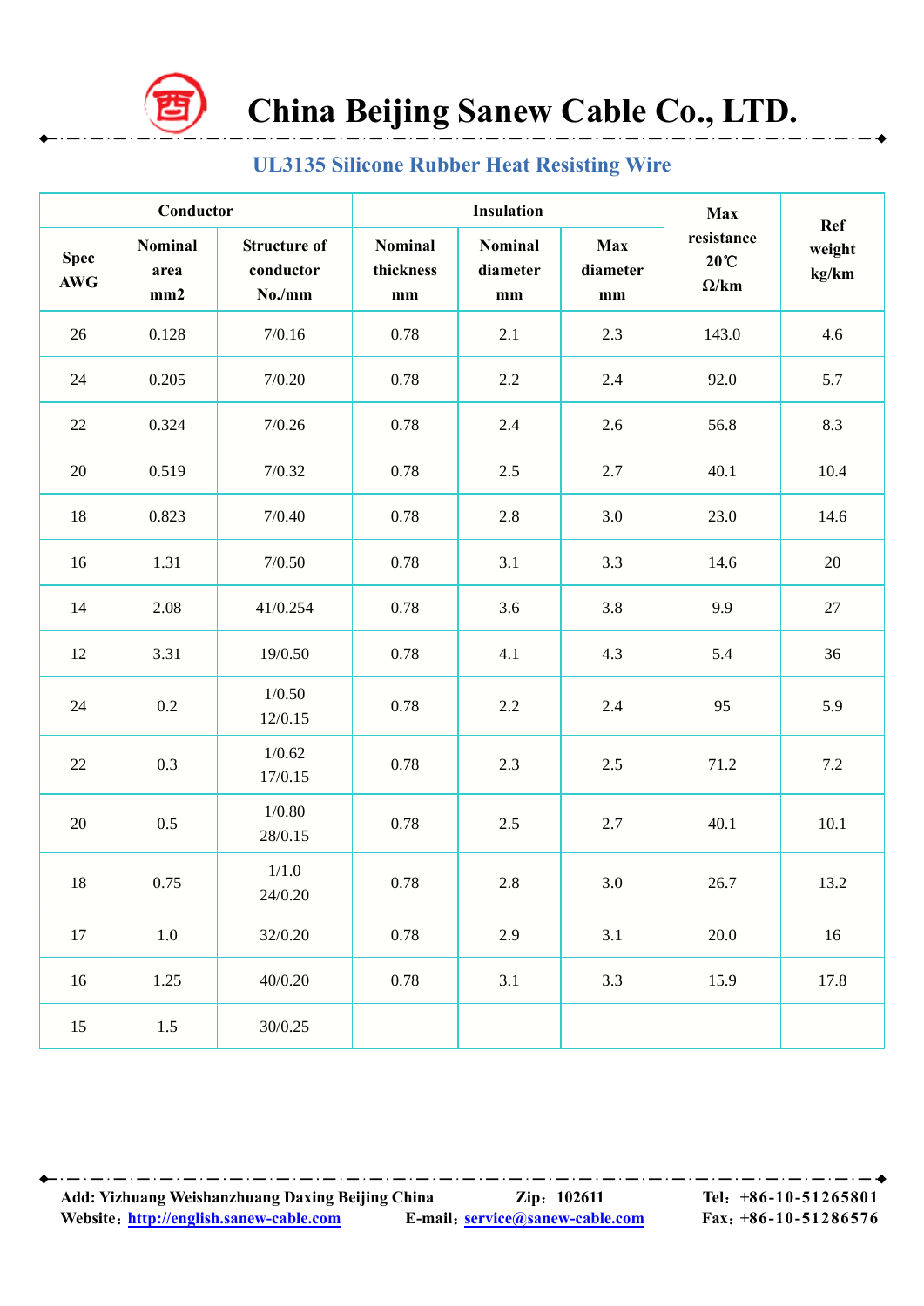# China Beijing Sanew Cable Co., LTD.

## UL3135 Silicone Rubber Heat Resisting Wire

| Conductor | | | Insulation | | | Max resistance 20℃ Ω/km | Ref weight kg/km |
|---|---|---|---|---|---|---|---|
| Spec AWG | Nominal area mm2 | Structure of conductor No./mm | Nominal thickness mm | Nominal diameter mm | Max diameter mm | | |
| 26 | 0.128 | 7/0.16 | 0.78 | 2.1 | 2.3 | 143.0 | 4.6 |
| 24 | 0.205 | 7/0.20 | 0.78 | 2.2 | 2.4 | 92.0 | 5.7 |
| 22 | 0.324 | 7/0.26 | 0.78 | 2.4 | 2.6 | 56.8 | 8.3 |
| 20 | 0.519 | 7/0.32 | 0.78 | 2.5 | 2.7 | 40.1 | 10.4 |
| 18 | 0.823 | 7/0.40 | 0.78 | 2.8 | 3.0 | 23.0 | 14.6 |
| 16 | 1.31 | 7/0.50 | 0.78 | 3.1 | 3.3 | 14.6 | 20 |
| 14 | 2.08 | 41/0.254 | 0.78 | 3.6 | 3.8 | 9.9 | 27 |
| 12 | 3.31 | 19/0.50 | 0.78 | 4.1 | 4.3 | 5.4 | 36 |
| 24 | 0.2 | 1/0.50 12/0.15 | 0.78 | 2.2 | 2.4 | 95 | 5.9 |
| 22 | 0.3 | 1/0.62 17/0.15 | 0.78 | 2.3 | 2.5 | 71.2 | 7.2 |
| 20 | 0.5 | 1/0.80 28/0.15 | 0.78 | 2.5 | 2.7 | 40.1 | 10.1 |
| 18 | 0.75 | 1/1.0 24/0.20 | 0.78 | 2.8 | 3.0 | 26.7 | 13.2 |
| 17 | 1.0 | 32/0.20 | 0.78 | 2.9 | 3.1 | 20.0 | 16 |
| 16 | 1.25 | 40/0.20 | 0.78 | 3.1 | 3.3 | 15.9 | 17.8 |
| 15 | 1.5 | 30/0.25 | | | | | |

**Add: Yizhuang Weishanzhuang Daxing Beijing China** **Zip：102611** **Tel：+86-10-51265801**
**Website：http://english.sanew-cable.com** **E-mail：service@sanew-cable.com** **Fax：+86-10-51286576**